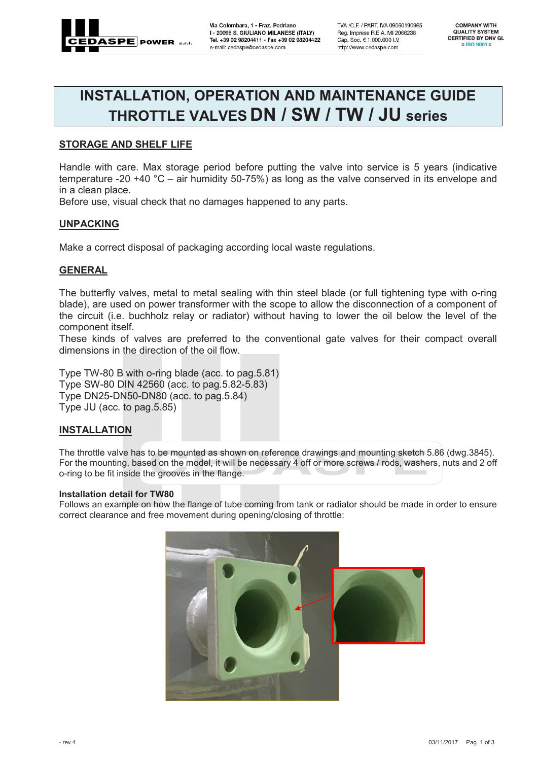# INSTALLATION, OPERATION AND MAINTENANCE GUIDE
# THROTTLE VALVES DN / SW / TW / JU series

## STORAGE AND SHELF LIFE

Handle with care. Max storage period before putting the valve into service is 5 years (indicative temperature -20 +40 °C – air humidity 50-75%) as long as the valve conserved in its envelope and in a clean place.
Before use, visual check that no damages happened to any parts.

## UNPACKING

Make a correct disposal of packaging according local waste regulations.

## GENERAL

The butterfly valves, metal to metal sealing with thin steel blade (or full tightening type with o-ring blade), are used on power transformer with the scope to allow the disconnection of a component of the circuit (i.e. buchholz relay or radiator) without having to lower the oil below the level of the component itself.
These kinds of valves are preferred to the conventional gate valves for their compact overall dimensions in the direction of the oil flow.

Type TW-80 B with o-ring blade (acc. to pag.5.81)
Type SW-80 DIN 42560 (acc. to pag.5.82-5.83)
Type DN25-DN50-DN80 (acc. to pag.5.84)
Type JU (acc. to pag.5.85)

## INSTALLATION

The throttle valve has to be mounted as shown on reference drawings and mounting sketch 5.86 (dwg.3845).
For the mounting, based on the model, it will be necessary 4 off or more screws / rods, washers, nuts and 2 off o-ring to be fit inside the grooves in the flange.

**Installation detail for TW80**

Follows an example on how the flange of tube coming from tank or radiator should be made in order to ensure correct clearance and free movement during opening/closing of throttle: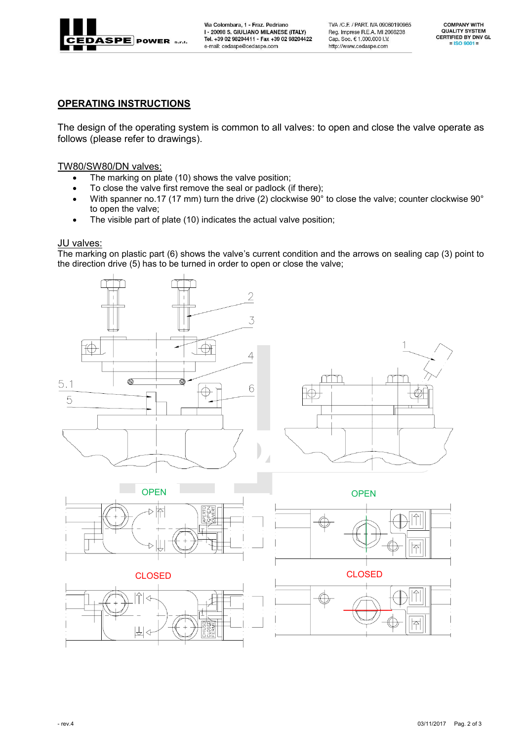## OPERATING INSTRUCTIONS

The design of the operating system is common to all valves: to open and close the valve operate as follows (please refer to drawings).

### TW80/SW80/DN valves:

- The marking on plate (10) shows the valve position;
- To close the valve first remove the seal or padlock (if there);
- With spanner no.17 (17 mm) turn the drive (2) clockwise 90° to close the valve; counter clockwise 90° to open the valve;
- The visible part of plate (10) indicates the actual valve position;

### JU valves:

The marking on plastic part (6) shows the valve's current condition and the arrows on sealing cap (3) point to the direction drive (5) has to be turned in order to open or close the valve;

OPEN

CLOSED

OPEN

CLOSED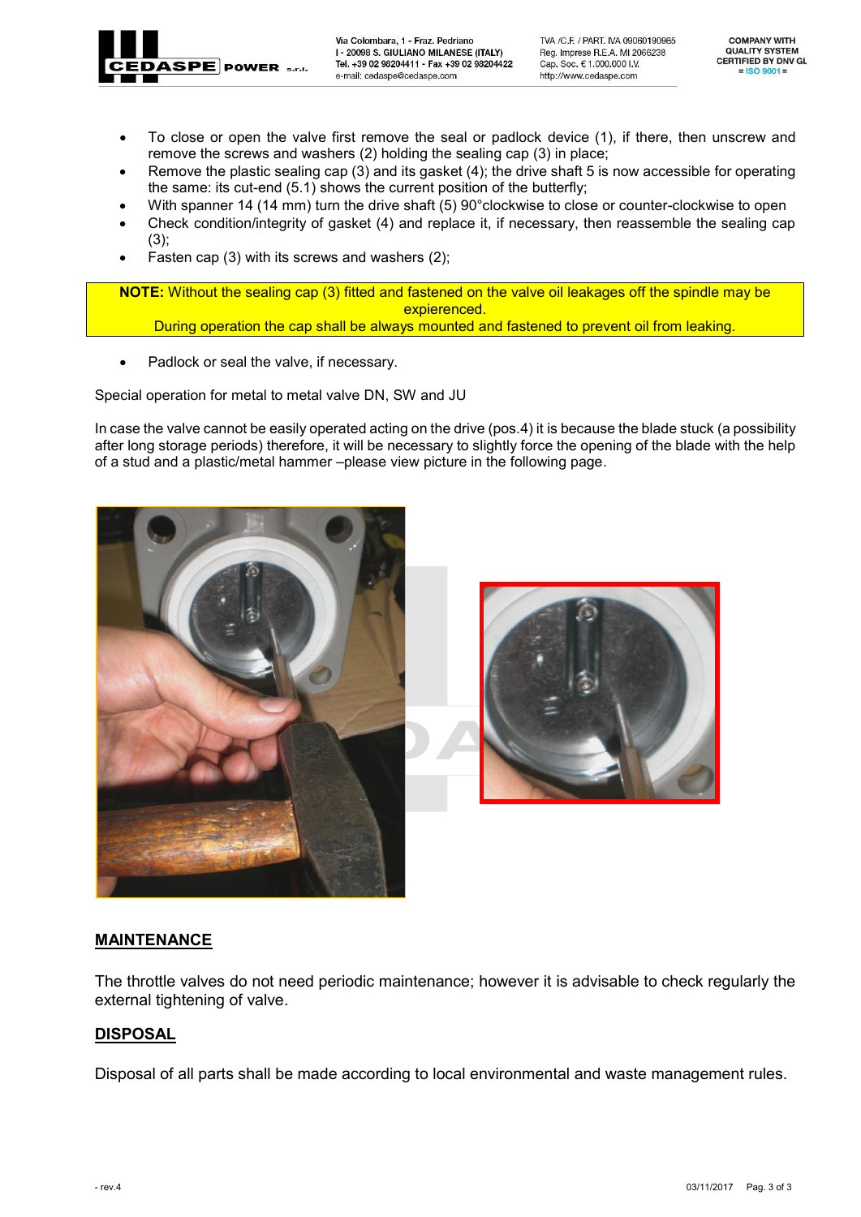- To close or open the valve first remove the seal or padlock device (1), if there, then unscrew and remove the screws and washers (2) holding the sealing cap (3) in place;
- Remove the plastic sealing cap (3) and its gasket (4); the drive shaft 5 is now accessible for operating the same: its cut-end (5.1) shows the current position of the butterfly;
- With spanner 14 (14 mm) turn the drive shaft (5) 90°clockwise to close or counter-clockwise to open
- Check condition/integrity of gasket (4) and replace it, if necessary, then reassemble the sealing cap (3);
- Fasten cap (3) with its screws and washers (2);

**NOTE:** Without the sealing cap (3) fitted and fastened on the valve oil leakages off the spindle may be expierenced.
During operation the cap shall be always mounted and fastened to prevent oil from leaking.

- Padlock or seal the valve, if necessary.

Special operation for metal to metal valve DN, SW and JU

In case the valve cannot be easily operated acting on the drive (pos.4) it is because the blade stuck (a possibility after long storage periods) therefore, it will be necessary to slightly force the opening of the blade with the help of a stud and a plastic/metal hammer –please view picture in the following page.

## MAINTENANCE

The throttle valves do not need periodic maintenance; however it is advisable to check regularly the external tightening of valve.

## DISPOSAL

Disposal of all parts shall be made according to local environmental and waste management rules.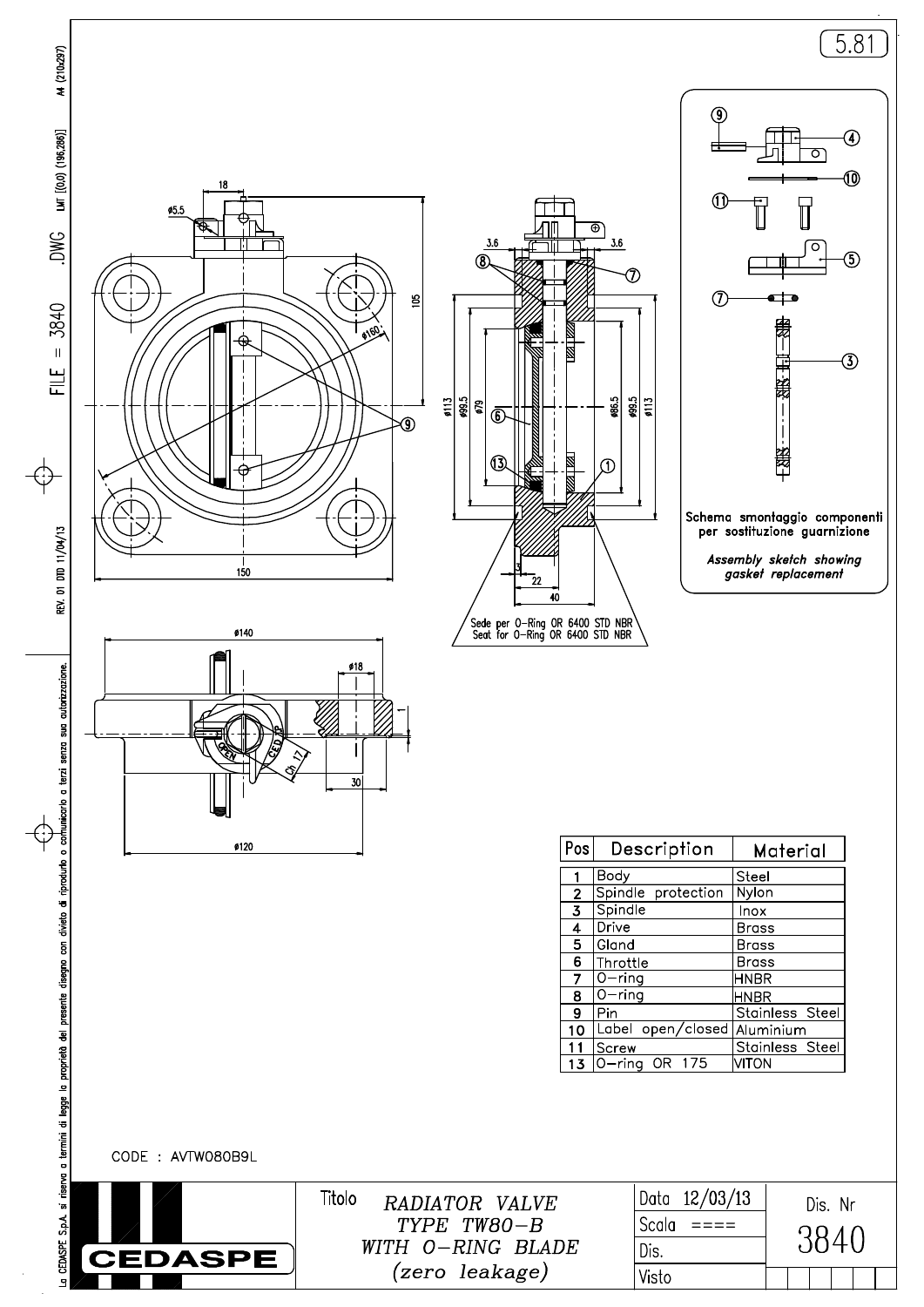5.81

Schema smontaggio componenti per sostituzione guarnizione

*Assembly sketch showing gasket replacement*

Sede per O-Ring OR 6400 STD NBR
Seat for O-Ring OR 6400 STD NBR

| Pos | Description | Material |
|---|---|---|
| 1 | Body | Steel |
| 2 | Spindle protection | Nylon |
| 3 | Spindle | Inox |
| 4 | Drive | Brass |
| 5 | Gland | Brass |
| 6 | Throttle | Brass |
| 7 | O-ring | HNBR |
| 8 | O-ring | HNBR |
| 9 | Pin | Stainless Steel |
| 10 | Label open/closed | Aluminium |
| 11 | Screw | Stainless Steel |
| 13 | O-ring OR 175 | VITON |

CODE : AVTW080B9L

| CEDASPE | Titolo *RADIATOR VALVE TYPE TW80-B WITH O-RING BLADE (zero leakage)* | Data 12/03/13 | Dis. Nr 3840 |
|---|---|---|---|
| | | Scala ==== | |
| | | Dis. | |
| | | Visto | |

FILE = 3840 .DWG

REV. 01 DTD 11/04/13

La CEDASPE S.p.A. si riserva a termini di legge la proprietà del presente disegno con divieto di riprodurlo o comunicarlo a terzi senza sua autorizzazione.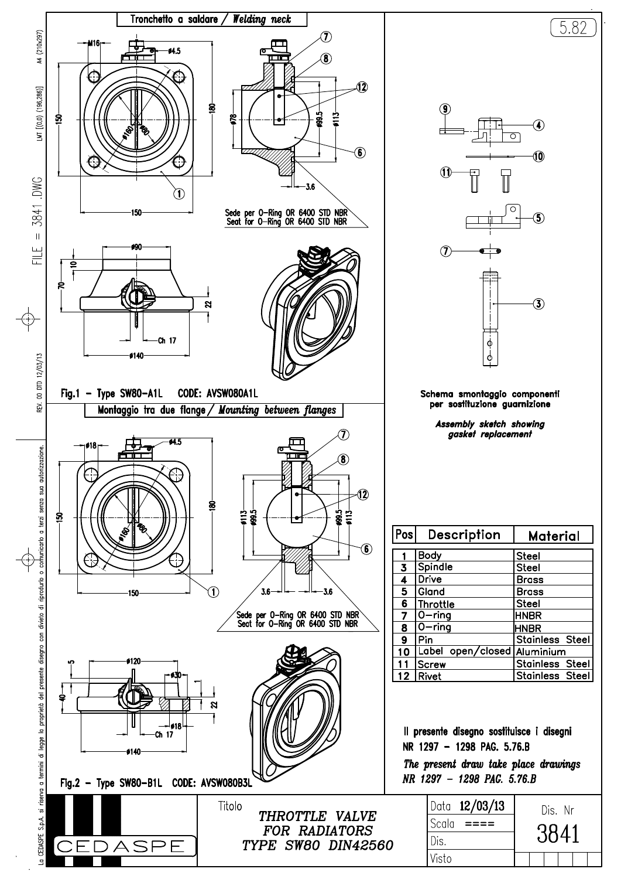5.82

## Tronchetto a saldare / *Welding neck*

Fig.1 - Type SW80-A1L CODE: AVSW080A1L

Sede per O-Ring OR 6400 STD NBR
Seat for O-Ring OR 6400 STD NBR

## Montaggio tra due flange / *Mounting between flanges*

Fig.2 - Type SW80-B1L CODE: AVSW080B3L

Sede per O-Ring OR 6400 STD NBR
Seat for O-Ring OR 6400 STD NBR

**Schema smontaggio componenti per sostituzione guarnizione**

***Assembly sketch showing gasket replacement***

| Pos | Description | Material |
|---|---|---|
| 1 | Body | Steel |
| 3 | Spindle | Steel |
| 4 | Drive | Brass |
| 5 | Gland | Brass |
| 6 | Throttle | Steel |
| 7 | O-ring | HNBR |
| 8 | O-ring | HNBR |
| 9 | Pin | Stainless Steel |
| 10 | Label open/closed | Aluminium |
| 11 | Screw | Stainless Steel |
| 12 | Rivet | Stainless Steel |

**Il presente disegno sostituisce i disegni NR 1297 - 1298 PAG. 5.76.B**

***The present draw take place drawings NR 1297 - 1298 PAG. 5.76.B***

CEDASPE

Titolo: THROTTLE VALVE FOR RADIATORS TYPE SW80 DIN42560

Data 12/03/13
Scala ====
Dis.
Visto

Dis. Nr 3841

La CEDASPE S.p.A. si riserva a termini di legge la proprietà del presente disegno con divieto di riprodurlo o comunicarlo a terzi senza sua autorizzazione.

REV. 00 DTD 12/03/13

FILE = 3841.DWG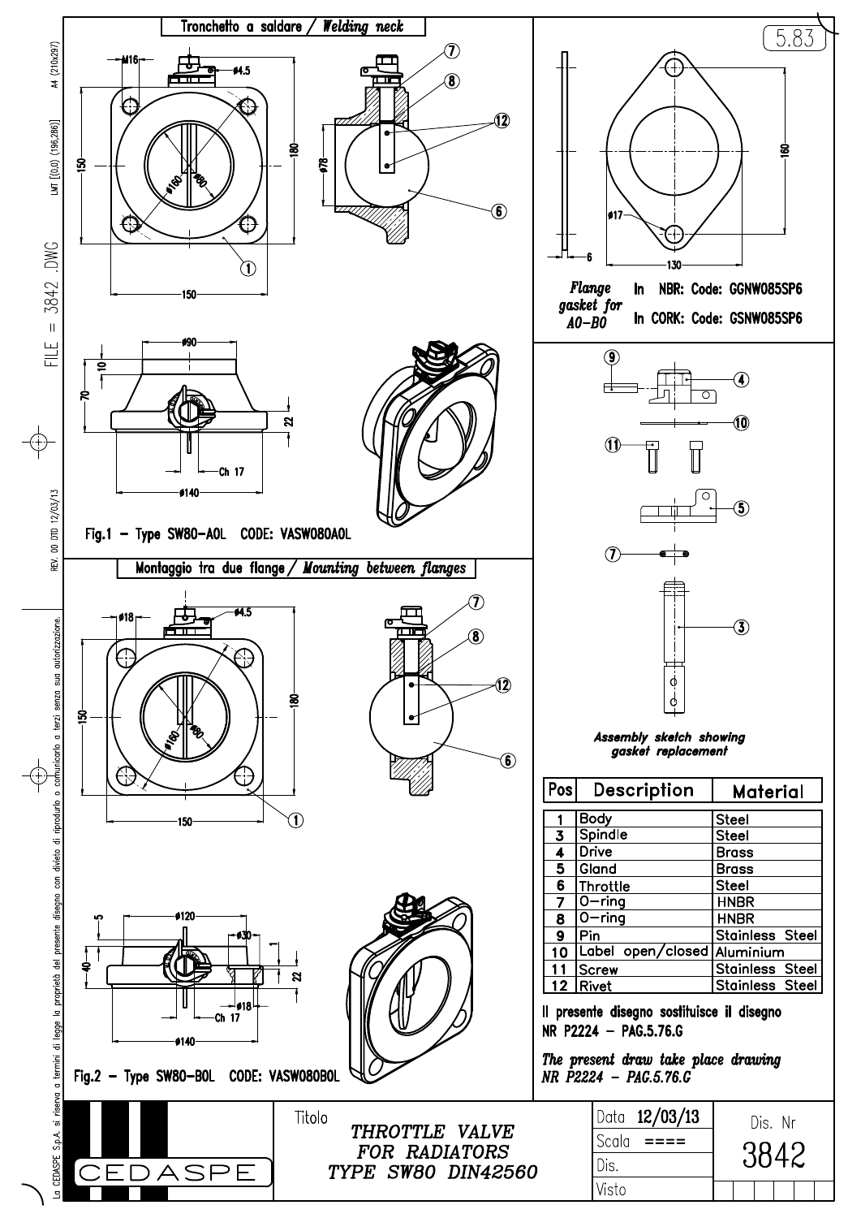5.83

## Tronchetto a saldare / *Welding neck*

M16 · ø4.5 · 150 · 180 · ø160 · ø80 · ø78 · 150

ø90 · 10 · 70 · 22 · Ch 17 · ø140

Fig.1 – Type SW80-A0L CODE: VASW080A0L

## Montaggio tra due flange / *Mounting between flanges*

ø18 · ø4.5 · 150 · 180 · ø160 · ø80 · 150

5 · ø120 · ø30 · 40 · 1 · 22 · ø18 · Ch 17 · ø140

Fig.2 – Type SW80-B0L CODE: VASW080B0L

---

6 · 160 · ø17 · 130

*Flange gasket for A0-B0*

In NBR: Code: GGNW085SP6

In CORK: Code: GSNW085SP6

*Assembly sketch showing gasket replacement*

| Pos | Description | Material |
|---|---|---|
| 1 | Body | Steel |
| 3 | Spindle | Steel |
| 4 | Drive | Brass |
| 5 | Gland | Brass |
| 6 | Throttle | Steel |
| 7 | O-ring | HNBR |
| 8 | O-ring | HNBR |
| 9 | Pin | Stainless Steel |
| 10 | Label open/closed | Aluminium |
| 11 | Screw | Stainless Steel |
| 12 | Rivet | Stainless Steel |

Il presente disegno sostituisce il disegno NR P2224 – PAG.5.76.G

*The present draw take place drawing NR P2224 – PAG.5.76.G*

---

CEDASPE

Titolo: *THROTTLE VALVE FOR RADIATORS TYPE SW80 DIN42560*

| Data | 12/03/13 |
|---|---|
| Scala | ==== |
| Dis. | |
| Visto | |

Dis. Nr 3842

FILE = 3842.DWG

REV. 00 DTD 12/03/13

La CEDASPE S.p.A. si riserva a termini di legge la proprietà del presente disegno con divieto di riprodurlo o comunicarlo a terzi senza sua autorizzazione.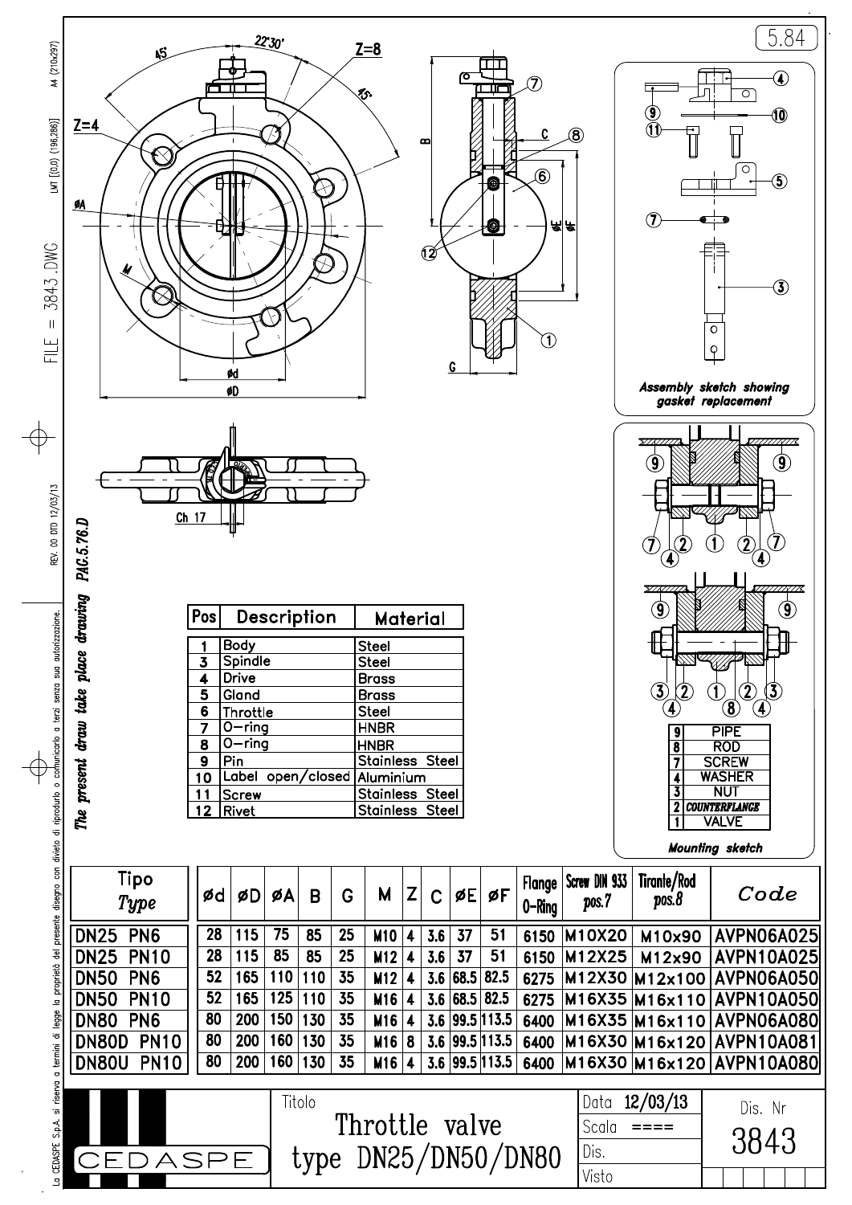5.84

FILE = 3843.DWG

REV. 00 DTD 12/03/13

*The present draw take place drawing PAG.5.76.D*

Assembly sketch showing gasket replacement

| Pos | Description | Material |
|---|---|---|
| 1 | Body | Steel |
| 3 | Spindle | Steel |
| 4 | Drive | Brass |
| 5 | Gland | Brass |
| 6 | Throttle | Steel |
| 7 | O-ring | HNBR |
| 8 | O-ring | HNBR |
| 9 | Pin | Stainless Steel |
| 10 | Label open/closed | Aluminium |
| 11 | Screw | Stainless Steel |
| 12 | Rivet | Stainless Steel |

| | |
|---|---|
| 9 | PIPE |
| 8 | ROD |
| 7 | SCREW |
| 4 | WASHER |
| 3 | NUT |
| 2 | COUNTERFLANGE |
| 1 | VALVE |

Mounting sketch

| Tipo *Type* | ød | øD | øA | B | G | M | Z | C | øE | øF | Flange O-Ring | Screw DIN 933 pos.7 | Tirante/Rod pos.8 | Code |
|---|---|---|---|---|---|---|---|---|---|---|---|---|---|---|
| DN25 PN6 | 28 | 115 | 75 | 85 | 25 | M10 | 4 | 3.6 | 37 | 51 | 6150 | M10X20 | M10x90 | AVPN06A025 |
| DN25 PN10 | 28 | 115 | 85 | 85 | 25 | M12 | 4 | 3.6 | 37 | 51 | 6150 | M12X25 | M12x90 | AVPN10A025 |
| DN50 PN6 | 52 | 165 | 110 | 110 | 35 | M12 | 4 | 3.6 | 68.5 | 82.5 | 6275 | M12X30 | M12x100 | AVPN06A050 |
| DN50 PN10 | 52 | 165 | 125 | 110 | 35 | M16 | 4 | 3.6 | 68.5 | 82.5 | 6275 | M16X35 | M16x110 | AVPN10A050 |
| DN80 PN6 | 80 | 200 | 150 | 130 | 35 | M16 | 4 | 3.6 | 99.5 | 113.5 | 6400 | M16X35 | M16x110 | AVPN06A080 |
| DN80D PN10 | 80 | 200 | 160 | 130 | 35 | M16 | 8 | 3.6 | 99.5 | 113.5 | 6400 | M16X30 | M16x120 | AVPN10A081 |
| DN80U PN10 | 80 | 200 | 160 | 130 | 35 | M16 | 4 | 3.6 | 99.5 | 113.5 | 6400 | M16X30 | M16x120 | AVPN10A080 |

Titolo
Throttle valve
type DN25/DN50/DN80

Data 12/03/13
Scala ====
Dis.
Visto

Dis. Nr 3843

CEDASPE

La CEDASPE S.p.A. si riserva a termini di legge la proprietà del presente disegno con divieto di riprodurlo o comunicarlo a terzi senza sua autorizzazione.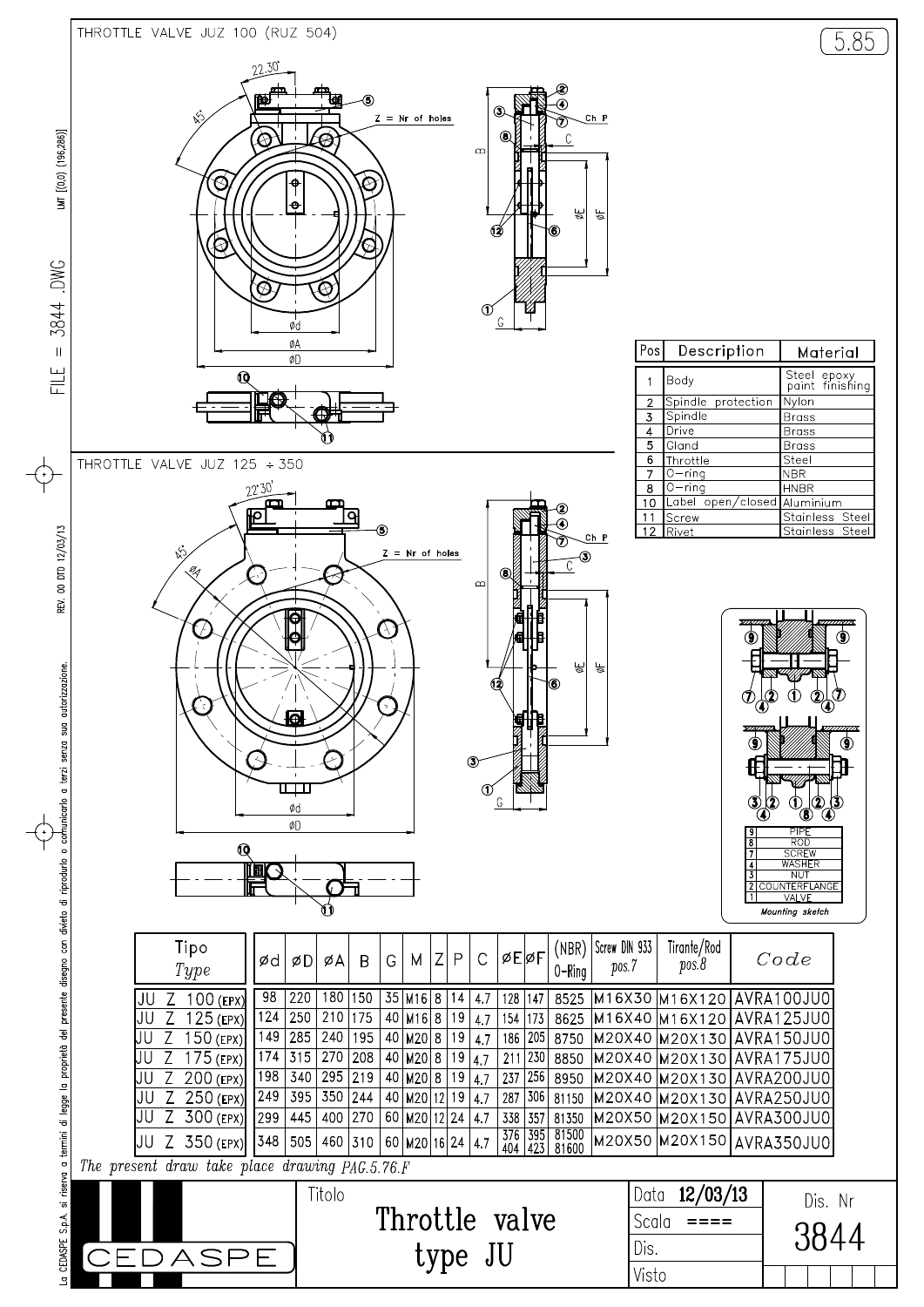## THROTTLE VALVE JUZ 100 (RUZ 504)

5.85

Z = Nr of holes

Ch P

## THROTTLE VALVE JUZ 125 ÷ 350

Z = Nr of holes

Ch P

| Pos | Description | Material |
|---|---|---|
| 1 | Body | Steel epoxy paint finishing |
| 2 | Spindle protection | Nylon |
| 3 | Spindle | Brass |
| 4 | Drive | Brass |
| 5 | Gland | Brass |
| 6 | Throttle | Steel |
| 7 | O-ring | NBR |
| 8 | O-ring | HNBR |
| 10 | Label open/closed | Aluminium |
| 11 | Screw | Stainless Steel |
| 12 | Rivet | Stainless Steel |

| 9 | PIPE |
|---|---|
| 8 | ROD |
| 7 | SCREW |
| 4 | WASHER |
| 3 | NUT |
| 2 | COUNTERFLANGE |
| 1 | VALVE |

*Mounting sketch*

| Tipo *Type* | ød | øD | øA | B | G | M | Z | P | C | øE | øF | (NBR) O-Ring | Screw DIN 933 *pos.7* | Tirante/Rod *pos.8* | *Code* |
|---|---|---|---|---|---|---|---|---|---|---|---|---|---|---|---|
| JU Z 100 (EPX) | 98 | 220 | 180 | 150 | 35 | M16 | 8 | 14 | 4.7 | 128 | 147 | 8525 | M16X30 | M16X120 | AVRA100JU0 |
| JU Z 125 (EPX) | 124 | 250 | 210 | 175 | 40 | M16 | 8 | 19 | 4.7 | 154 | 173 | 8625 | M16X40 | M16X120 | AVRA125JU0 |
| JU Z 150 (EPX) | 149 | 285 | 240 | 195 | 40 | M20 | 8 | 19 | 4.7 | 186 | 205 | 8750 | M20X40 | M20X130 | AVRA150JU0 |
| JU Z 175 (EPX) | 174 | 315 | 270 | 208 | 40 | M20 | 8 | 19 | 4.7 | 211 | 230 | 8850 | M20X40 | M20X130 | AVRA175JU0 |
| JU Z 200 (EPX) | 198 | 340 | 295 | 219 | 40 | M20 | 8 | 19 | 4.7 | 237 | 256 | 8950 | M20X40 | M20X130 | AVRA200JU0 |
| JU Z 250 (EPX) | 249 | 395 | 350 | 244 | 40 | M20 | 12 | 19 | 4.7 | 287 | 306 | 81150 | M20X40 | M20X130 | AVRA250JU0 |
| JU Z 300 (EPX) | 299 | 445 | 400 | 270 | 60 | M20 | 12 | 24 | 4.7 | 338 | 357 | 81350 | M20X50 | M20X150 | AVRA300JU0 |
| JU Z 350 (EPX) | 348 | 505 | 460 | 310 | 60 | M20 | 16 | 24 | 4.7 | 376 404 | 395 423 | 81500 81600 | M20X50 | M20X150 | AVRA350JU0 |

*The present draw take place drawing PAG.5.76.F*

FILE = 3844 .DWG   LMT [(0,0) (196,286)]   REV. 00 DTD 12/03/13

La CEDASPE S.p.A. si riserva a termini di legge la proprietà del presente disegno con divieto di riprodurlo o comunicarlo a terzi senza sua autorizzazione.

CEDASPE

Titolo: **Throttle valve type JU**

Data **12/03/13** | Scala ==== | Dis. | Visto

Dis. Nr **3844**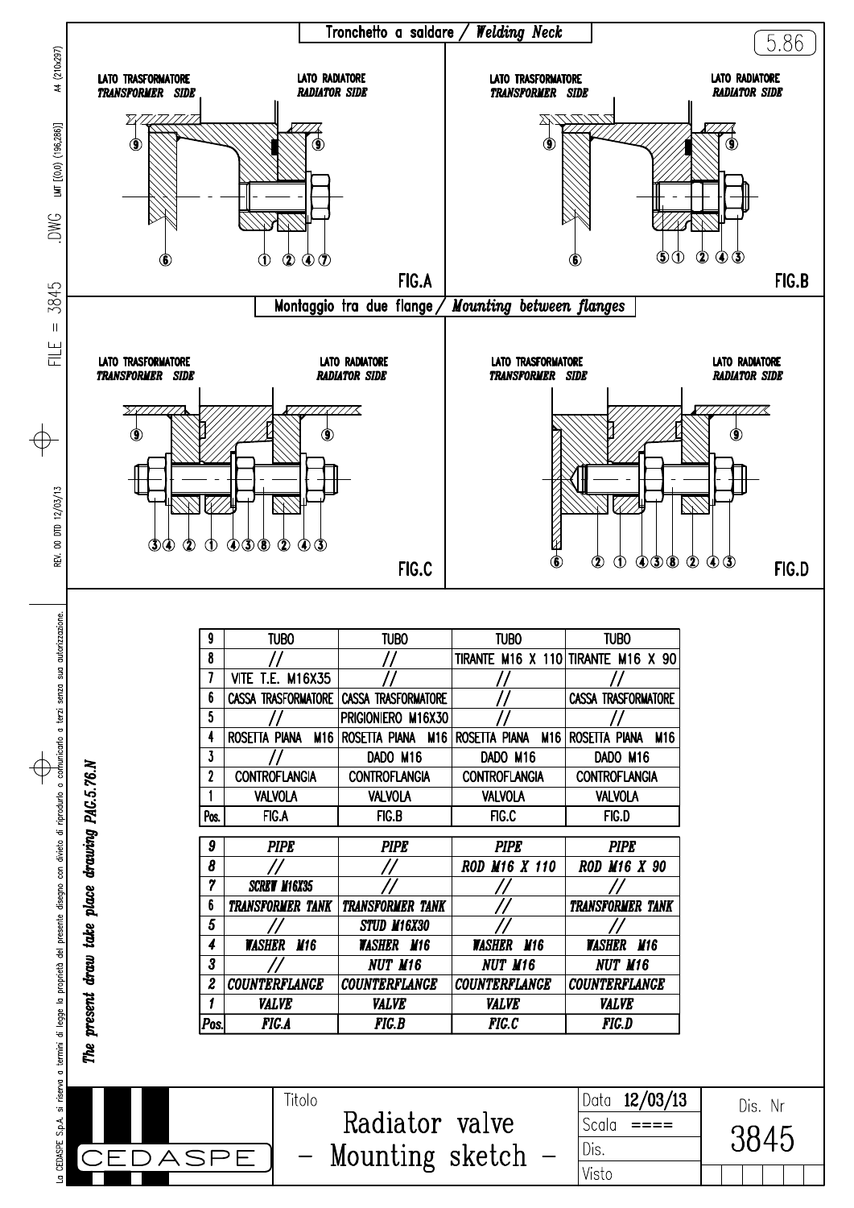5.86

## Tronchetto a saldare / *Welding Neck*

LATO TRASFORMATORE
*TRANSFORMER SIDE*

LATO RADIATORE
*RADIATOR SIDE*

FIG.A

FIG.B

## Montaggio tra due flange / *Mounting between flanges*

LATO TRASFORMATORE
*TRANSFORMER SIDE*

LATO RADIATORE
*RADIATOR SIDE*

FIG.C

FIG.D

| | | | | |
|---|---|---|---|---|
| 9 | TUBO | TUBO | TUBO | TUBO |
| 8 | // | // | TIRANTE M16 X 110 | TIRANTE M16 X 90 |
| 7 | VITE T.E. M16X35 | // | // | // |
| 6 | CASSA TRASFORMATORE | CASSA TRASFORMATORE | // | CASSA TRASFORMATORE |
| 5 | // | PRIGIONIERO M16X30 | // | // |
| 4 | ROSETTA PIANA M16 | ROSETTA PIANA M16 | ROSETTA PIANA M16 | ROSETTA PIANA M16 |
| 3 | // | DADO M16 | DADO M16 | DADO M16 |
| 2 | CONTROFLANGIA | CONTROFLANGIA | CONTROFLANGIA | CONTROFLANGIA |
| 1 | VALVOLA | VALVOLA | VALVOLA | VALVOLA |
| Pos. | FIG.A | FIG.B | FIG.C | FIG.D |

| | | | | |
|---|---|---|---|---|
| *9* | *PIPE* | *PIPE* | *PIPE* | *PIPE* |
| *8* | *//* | *//* | *ROD M16 X 110* | *ROD M16 X 90* |
| *7* | *SCREW M16X35* | *//* | *//* | *//* |
| *6* | *TRANSFORMER TANK* | *TRANSFORMER TANK* | *//* | *TRANSFORMER TANK* |
| *5* | *//* | *STUD M16X30* | *//* | *//* |
| *4* | *WASHER M16* | *WASHER M16* | *WASHER M16* | *WASHER M16* |
| *3* | *//* | *NUT M16* | *NUT M16* | *NUT M16* |
| *2* | *COUNTERFLANGE* | *COUNTERFLANGE* | *COUNTERFLANGE* | *COUNTERFLANGE* |
| *1* | *VALVE* | *VALVE* | *VALVE* | *VALVE* |
| *Pos.* | *FIG.A* | *FIG.B* | *FIG.C* | *FIG.D* |

*The present draw take place drawing PAG.5.76.N*

La CEDASPE S.p.A. si riserva a termini di legge la proprietà del presente disegno con divieto di riprodurlo o comunicarlo a terzi senza sua autorizzazione.

FILE = 3845 .DWG LMT [(0,0) (196,286)] A4 (210x297)

REV. 00 DTD 12/03/13

CEDASPE

Titolo: Radiator valve - Mounting sketch -

Data: 12/03/13
Scala: ====
Dis.
Visto

Dis. Nr 3845